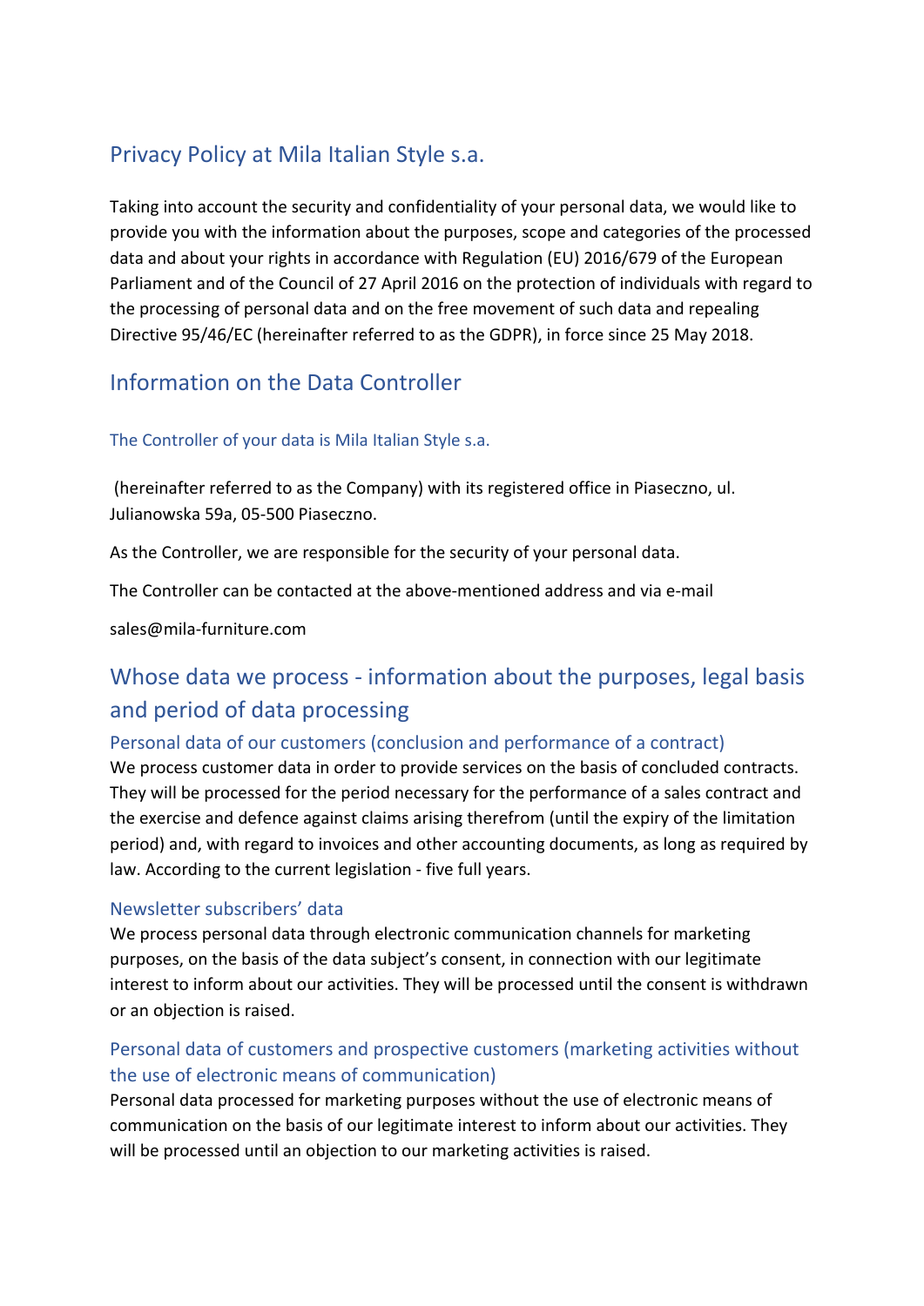# Privacy Policy at Mila Italian Style s.a.

Taking into account the security and confidentiality of your personal data, we would like to provide you with the information about the purposes, scope and categories of the processed data and about your rights in accordance with Regulation (EU) 2016/679 of the European Parliament and of the Council of 27 April 2016 on the protection of individuals with regard to the processing of personal data and on the free movement of such data and repealing Directive 95/46/EC (hereinafter referred to as the GDPR), in force since 25 May 2018.

## Information on the Data Controller

### The Controller of your data is Mila Italian Style s.a.

(hereinafter referred to as the Company) with its registered office in Piaseczno, ul. Julianowska 59a, 05-500 Piaseczno.

As the Controller, we are responsible for the security of your personal data.

The Controller can be contacted at the above-mentioned address and via e-mail

sales@mila-furniture.com

## Whose data we process - information about the purposes, legal basis and period of data processing

### Personal data of our customers (conclusion and performance of a contract)

We process customer data in order to provide services on the basis of concluded contracts. They will be processed for the period necessary for the performance of a sales contract and the exercise and defence against claims arising therefrom (until the expiry of the limitation period) and, with regard to invoices and other accounting documents, as long as required by law. According to the current legislation - five full years.

### Newsletter subscribers' data

We process personal data through electronic communication channels for marketing purposes, on the basis of the data subject's consent, in connection with our legitimate interest to inform about our activities. They will be processed until the consent is withdrawn or an objection is raised.

### Personal data of customers and prospective customers (marketing activities without the use of electronic means of communication)

Personal data processed for marketing purposes without the use of electronic means of communication on the basis of our legitimate interest to inform about our activities. They will be processed until an objection to our marketing activities is raised.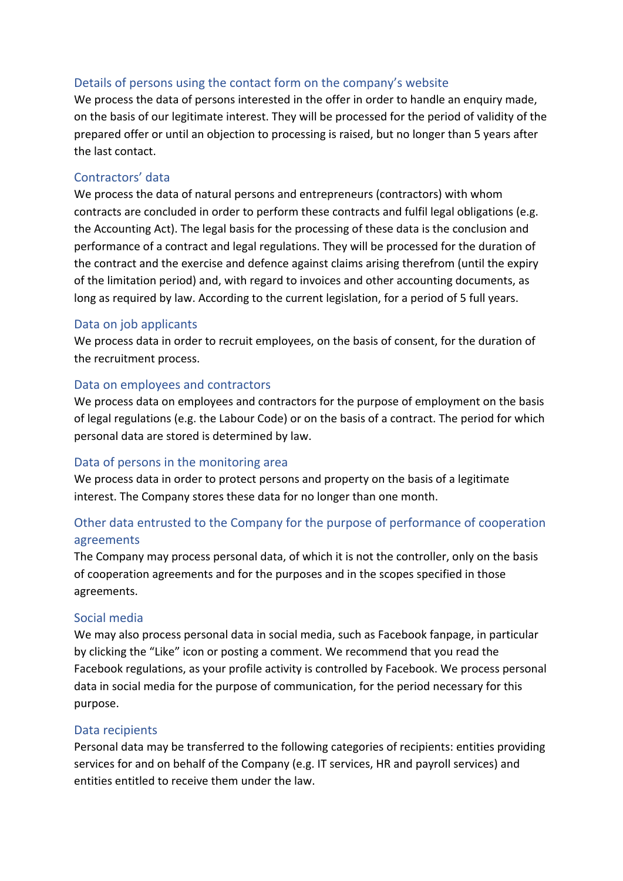## Details of persons using the contact form on the company's website

We process the data of persons interested in the offer in order to handle an enquiry made, on the basis of our legitimate interest. They will be processed for the period of validity of the prepared offer or until an objection to processing is raised, but no longer than 5 years after the last contact.

## Contractors' data

We process the data of natural persons and entrepreneurs (contractors) with whom contracts are concluded in order to perform these contracts and fulfil legal obligations (e.g. the Accounting Act). The legal basis for the processing of these data is the conclusion and performance of a contract and legal regulations. They will be processed for the duration of the contract and the exercise and defence against claims arising therefrom (until the expiry of the limitation period) and, with regard to invoices and other accounting documents, as long as required by law. According to the current legislation, for a period of 5 full years.

## Data on job applicants

We process data in order to recruit employees, on the basis of consent, for the duration of the recruitment process.

## Data on employees and contractors

We process data on employees and contractors for the purpose of employment on the basis of legal regulations (e.g. the Labour Code) or on the basis of a contract. The period for which personal data are stored is determined by law.

## Data of persons in the monitoring area

We process data in order to protect persons and property on the basis of a legitimate interest. The Company stores these data for no longer than one month.

## Other data entrusted to the Company for the purpose of performance of cooperation agreements

The Company may process personal data, of which it is not the controller, only on the basis of cooperation agreements and for the purposes and in the scopes specified in those agreements.

## Social media

We may also process personal data in social media, such as Facebook fanpage, in particular by clicking the "Like" icon or posting a comment. We recommend that you read the Facebook regulations, as your profile activity is controlled by Facebook. We process personal data in social media for the purpose of communication, for the period necessary for this purpose.

## Data recipients

Personal data may be transferred to the following categories of recipients: entities providing services for and on behalf of the Company (e.g. IT services, HR and payroll services) and entities entitled to receive them under the law.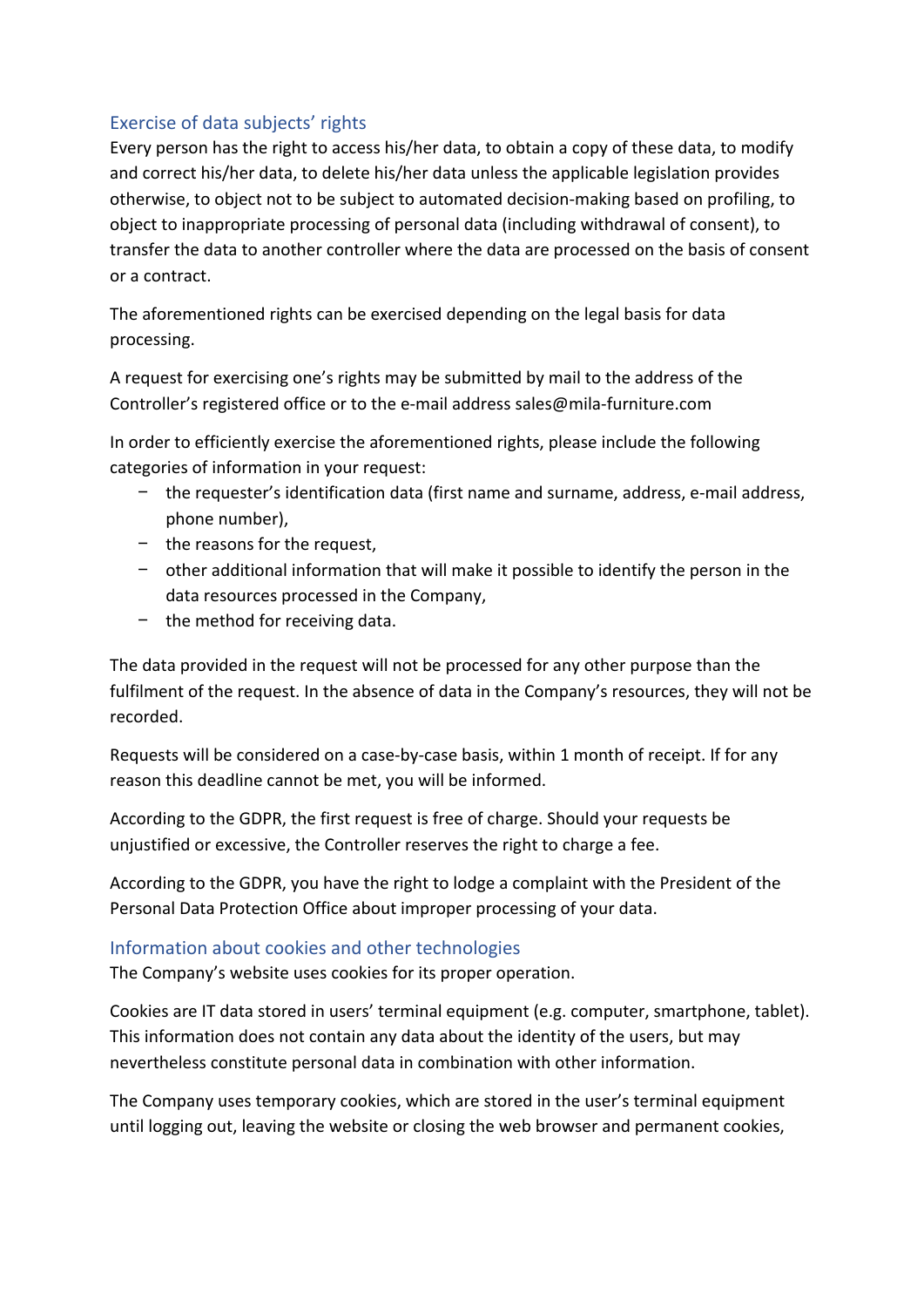## Exercise of data subjects' rights

Every person has the right to access his/her data, to obtain a copy of these data, to modify and correct his/her data, to delete his/her data unless the applicable legislation provides otherwise, to object not to be subject to automated decision-making based on profiling, to object to inappropriate processing of personal data (including withdrawal of consent), to transfer the data to another controller where the data are processed on the basis of consent or a contract.

The aforementioned rights can be exercised depending on the legal basis for data processing.

A request for exercising one's rights may be submitted by mail to the address of the Controller's registered office or to the e-mail address sales@mila-furniture.com

In order to efficiently exercise the aforementioned rights, please include the following categories of information in your request:

- the requester's identification data (first name and surname, address, e-mail address, phone number),
- the reasons for the request,
- other additional information that will make it possible to identify the person in the data resources processed in the Company,
- the method for receiving data.

The data provided in the request will not be processed for any other purpose than the fulfilment of the request. In the absence of data in the Company's resources, they will not be recorded.

Requests will be considered on a case-by-case basis, within 1 month of receipt. If for any reason this deadline cannot be met, you will be informed.

According to the GDPR, the first request is free of charge. Should your requests be unjustified or excessive, the Controller reserves the right to charge a fee.

According to the GDPR, you have the right to lodge a complaint with the President of the Personal Data Protection Office about improper processing of your data.

## Information about cookies and other technologies

The Company's website uses cookies for its proper operation.

Cookies are IT data stored in users' terminal equipment (e.g. computer, smartphone, tablet). This information does not contain any data about the identity of the users, but may nevertheless constitute personal data in combination with other information.

The Company uses temporary cookies, which are stored in the user's terminal equipment until logging out, leaving the website or closing the web browser and permanent cookies,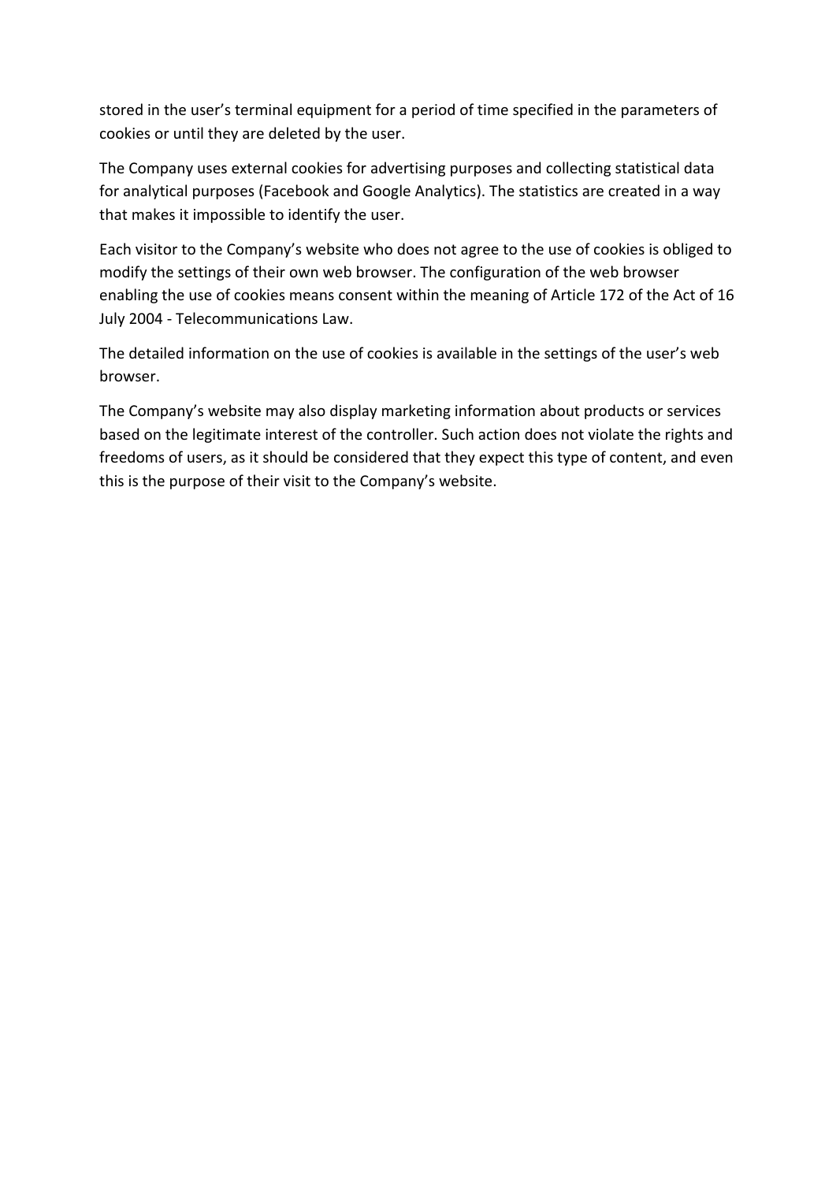stored in the user’s terminal equipment for a period of time specified in the parameters of cookies or until they are deleted by the user.

The Company uses external cookies for advertising purposes and collecting statistical data for analytical purposes (Facebook and Google Analytics). The statistics are created in a way that makes it impossible to identify the user.

Each visitor to the Company’s website who does not agree to the use of cookies is obliged to modify the settings of their own web browser. The configuration of the web browser enabling the use of cookies means consent within the meaning of Article 172 of the Act of 16 July 2004 - Telecommunications Law.

The detailed information on the use of cookies is available in the settings of the user’s web browser.

The Company’s website may also display marketing information about products or services based on the legitimate interest of the controller. Such action does not violate the rights and freedoms of users, as it should be considered that they expect this type of content, and even this is the purpose of their visit to the Company’s website.